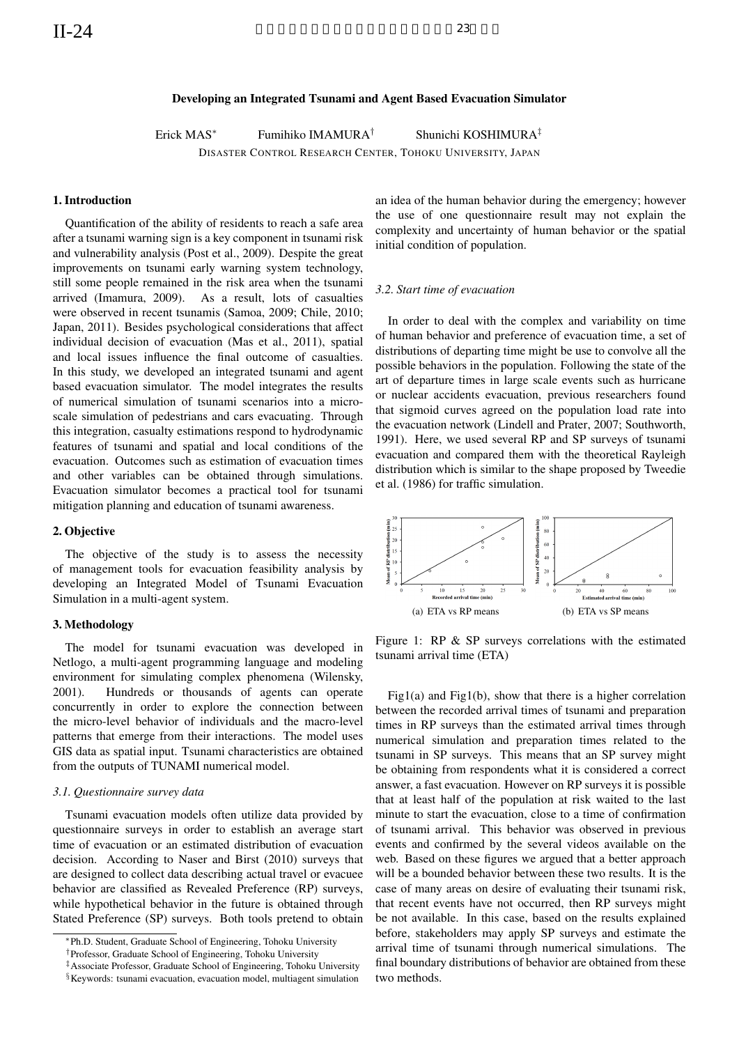# Developing an Integrated Tsunami and Agent Based Evacuation Simulator

Erick MAS* Fumihiko IMAMURA† Shunichi KOSHIMURA‡

DISASTER CONTROL RESEARCH CENTER, TOHOKU UNIVERSITY, JAPAN

## 1. Introduction

Quantification of the ability of residents to reach a safe area after a tsunami warning sign is a key component in tsunami risk and vulnerability analysis (Post et al., 2009). Despite the great improvements on tsunami early warning system technology, still some people remained in the risk area when the tsunami arrived (Imamura, 2009). As a result, lots of casualties were observed in recent tsunamis (Samoa, 2009; Chile, 2010; Japan, 2011). Besides psychological considerations that affect individual decision of evacuation (Mas et al., 2011), spatial and local issues influence the final outcome of casualties. In this study, we developed an integrated tsunami and agent based evacuation simulator. The model integrates the results of numerical simulation of tsunami scenarios into a micro-scale simulation of pedestrians and cars evacuating. Through this integration, casualty estimations respond to hydrodynamic features of tsunami and spatial and local conditions of the evacuation. Outcomes such as estimation of evacuation times and other variables can be obtained through simulations. Evacuation simulator becomes a practical tool for tsunami mitigation planning and education of tsunami awareness.

## 2. Objective

The objective of the study is to assess the necessity of management tools for evacuation feasibility analysis by developing an Integrated Model of Tsunami Evacuation Simulation in a multi-agent system.

## 3. Methodology

The model for tsunami evacuation was developed in Netlogo, a multi-agent programming language and modeling environment for simulating complex phenomena (Wilensky, 2001). Hundreds or thousands of agents can operate concurrently in order to explore the connection between the micro-level behavior of individuals and the macro-level patterns that emerge from their interactions. The model uses GIS data as spatial input. Tsunami characteristics are obtained from the outputs of TUNAMI numerical model.

### *3.1. Questionnaire survey data*

Tsunami evacuation models often utilize data provided by questionnaire surveys in order to establish an average start time of evacuation or an estimated distribution of evacuation decision. According to Naser and Birst (2010) surveys that are designed to collect data describing actual travel or evacuee behavior are classified as Revealed Preference (RP) surveys, while hypothetical behavior in the future is obtained through Stated Preference (SP) surveys. Both tools pretend to obtain an idea of the human behavior during the emergency; however the use of one questionnaire result may not explain the complexity and uncertainty of human behavior or the spatial initial condition of population.

### *3.2. Start time of evacuation*

In order to deal with the complex and variability on time of human behavior and preference of evacuation time, a set of distributions of departing time might be use to convolve all the possible behaviors in the population. Following the state of the art of departure times in large scale events such as hurricane or nuclear accidents evacuation, previous researchers found that sigmoid curves agreed on the population load rate into the evacuation network (Lindell and Prater, 2007; Southworth, 1991). Here, we used several RP and SP surveys of tsunami evacuation and compared them with the theoretical Rayleigh distribution which is similar to the shape proposed by Tweedie et al. (1986) for traffic simulation.

Mean of RP distribution (min)
0 5 10 15 20 25 30
Recorded arrival time (min)
0 5 10 15 20 25 30

(a) ETA vs RP means

Mean of SP distribution (min)
0 20 40 60 80 100
Estimated arrival time (min)
0 20 40 60 80 100

(b) ETA vs SP means

Figure 1: RP & SP surveys correlations with the estimated tsunami arrival time (ETA)

Fig1(a) and Fig1(b), show that there is a higher correlation between the recorded arrival times of tsunami and preparation times in RP surveys than the estimated arrival times through numerical simulation and preparation times related to the tsunami in SP surveys. This means that an SP survey might be obtaining from respondents what it is considered a correct answer, a fast evacuation. However on RP surveys it is possible that at least half of the population at risk waited to the last minute to start the evacuation, close to a time of confirmation of tsunami arrival. This behavior was observed in previous events and confirmed by the several videos available on the web. Based on these figures we argued that a better approach will be a bounded behavior between these two results. It is the case of many areas on desire of evaluating their tsunami risk, that recent events have not occurred, then RP surveys might be not available. In this case, based on the results explained before, stakeholders may apply SP surveys and estimate the arrival time of tsunami through numerical simulations. The final boundary distributions of behavior are obtained from these two methods.

---

*Ph.D. Student, Graduate School of Engineering, Tohoku University

†Professor, Graduate School of Engineering, Tohoku University

‡Associate Professor, Graduate School of Engineering, Tohoku University

§Keywords: tsunami evacuation, evacuation model, multiagent simulation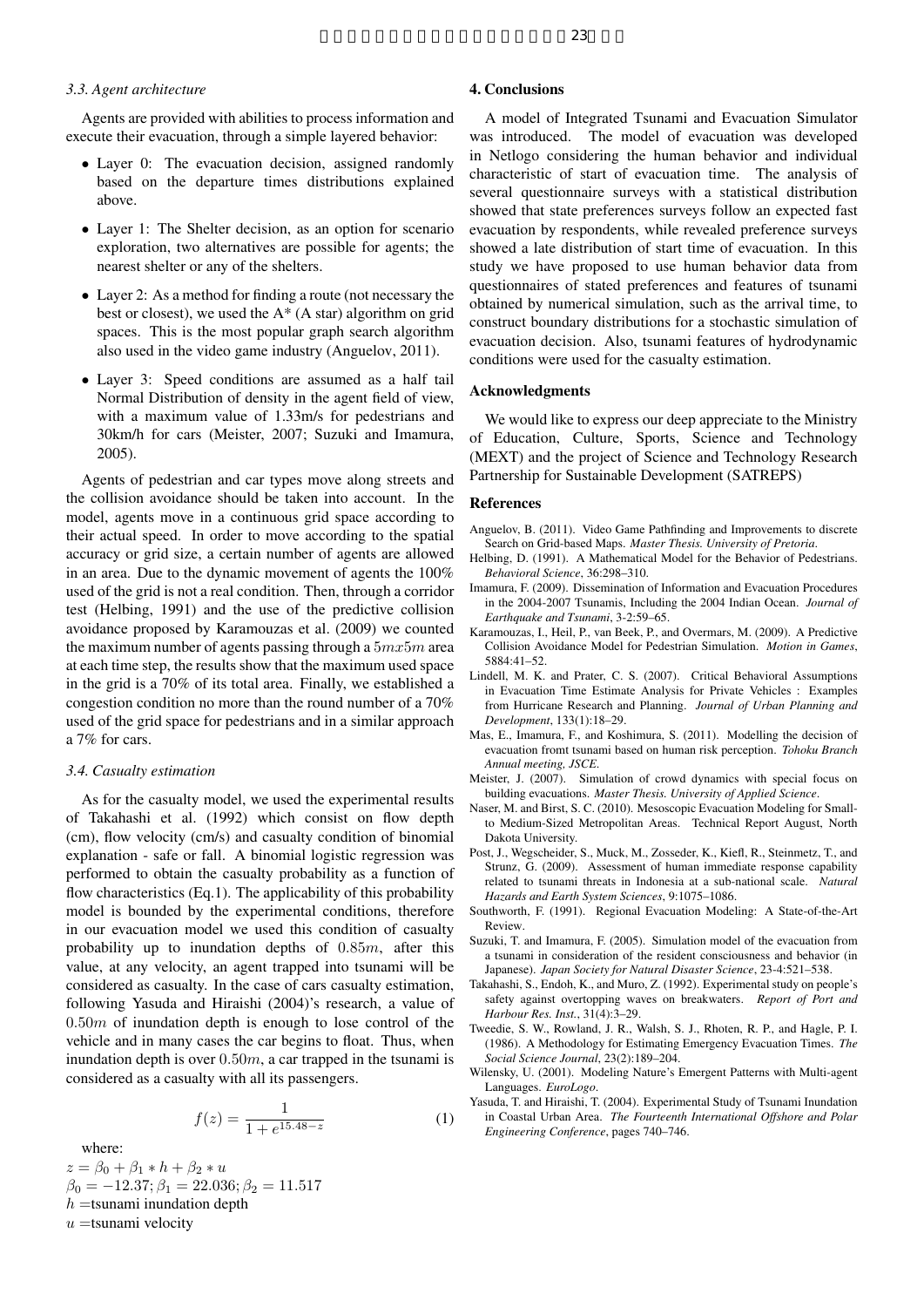### 3.3. Agent architecture

Agents are provided with abilities to process information and execute their evacuation, through a simple layered behavior:

- Layer 0: The evacuation decision, assigned randomly based on the departure times distributions explained above.
- Layer 1: The Shelter decision, as an option for scenario exploration, two alternatives are possible for agents; the nearest shelter or any of the shelters.
- Layer 2: As a method for finding a route (not necessary the best or closest), we used the A* (A star) algorithm on grid spaces. This is the most popular graph search algorithm also used in the video game industry (Anguelov, 2011).
- Layer 3: Speed conditions are assumed as a half tail Normal Distribution of density in the agent field of view, with a maximum value of 1.33m/s for pedestrians and 30km/h for cars (Meister, 2007; Suzuki and Imamura, 2005).

Agents of pedestrian and car types move along streets and the collision avoidance should be taken into account. In the model, agents move in a continuous grid space according to their actual speed. In order to move according to the spatial accuracy or grid size, a certain number of agents are allowed in an area. Due to the dynamic movement of agents the 100% used of the grid is not a real condition. Then, through a corridor test (Helbing, 1991) and the use of the predictive collision avoidance proposed by Karamouzas et al. (2009) we counted the maximum number of agents passing through a $5mx5m$ area at each time step, the results show that the maximum used space in the grid is a 70% of its total area. Finally, we established a congestion condition no more than the round number of a 70% used of the grid space for pedestrians and in a similar approach a 7% for cars.

### 3.4. Casualty estimation

As for the casualty model, we used the experimental results of Takahashi et al. (1992) which consist on flow depth (cm), flow velocity (cm/s) and casualty condition of binomial explanation - safe or fall. A binomial logistic regression was performed to obtain the casualty probability as a function of flow characteristics (Eq.1). The applicability of this probability model is bounded by the experimental conditions, therefore in our evacuation model we used this condition of casualty probability up to inundation depths of $0.85m$, after this value, at any velocity, an agent trapped into tsunami will be considered as casualty. In the case of cars casualty estimation, following Yasuda and Hiraishi (2004)'s research, a value of $0.50m$ of inundation depth is enough to lose control of the vehicle and in many cases the car begins to float. Thus, when inundation depth is over $0.50m$, a car trapped in the tsunami is considered as a casualty with all its passengers.

$$f(z) = \frac{1}{1 + e^{15.48 - z}} \tag{1}$$

where:
$z = \beta_0 + \beta_1 * h + \beta_2 * u$
$\beta_0 = -12.37; \beta_1 = 22.036; \beta_2 = 11.517$
$h$ =tsunami inundation depth
$u$ =tsunami velocity

## 4. Conclusions

A model of Integrated Tsunami and Evacuation Simulator was introduced. The model of evacuation was developed in Netlogo considering the human behavior and individual characteristic of start of evacuation time. The analysis of several questionnaire surveys with a statistical distribution showed that state preferences surveys follow an expected fast evacuation by respondents, while revealed preference surveys showed a late distribution of start time of evacuation. In this study we have proposed to use human behavior data from questionnaires of stated preferences and features of tsunami obtained by numerical simulation, such as the arrival time, to construct boundary distributions for a stochastic simulation of evacuation decision. Also, tsunami features of hydrodynamic conditions were used for the casualty estimation.

## Acknowledgments

We would like to express our deep appreciate to the Ministry of Education, Culture, Sports, Science and Technology (MEXT) and the project of Science and Technology Research Partnership for Sustainable Development (SATREPS)

## References

Anguelov, B. (2011). Video Game Pathfinding and Improvements to discrete Search on Grid-based Maps. *Master Thesis. University of Pretoria*.

Helbing, D. (1991). A Mathematical Model for the Behavior of Pedestrians. *Behavioral Science*, 36:298–310.

Imamura, F. (2009). Dissemination of Information and Evacuation Procedures in the 2004-2007 Tsunamis, Including the 2004 Indian Ocean. *Journal of Earthquake and Tsunami*, 3-2:59–65.

Karamouzas, I., Heil, P., van Beek, P., and Overmars, M. (2009). A Predictive Collision Avoidance Model for Pedestrian Simulation. *Motion in Games*, 5884:41–52.

Lindell, M. K. and Prater, C. S. (2007). Critical Behavioral Assumptions in Evacuation Time Estimate Analysis for Private Vehicles : Examples from Hurricane Research and Planning. *Journal of Urban Planning and Development*, 133(1):18–29.

Mas, E., Imamura, F., and Koshimura, S. (2011). Modelling the decision of evacuation fromt tsunami based on human risk perception. *Tohoku Branch Annual meeting, JSCE*.

Meister, J. (2007). Simulation of crowd dynamics with special focus on building evacuations. *Master Thesis. University of Applied Science*.

Naser, M. and Birst, S. C. (2010). Mesoscopic Evacuation Modeling for Small-to Medium-Sized Metropolitan Areas. Technical Report August, North Dakota University.

Post, J., Wegscheider, S., Muck, M., Zosseder, K., Kiefl, R., Steinmetz, T., and Strunz, G. (2009). Assessment of human immediate response capability related to tsunami threats in Indonesia at a sub-national scale. *Natural Hazards and Earth System Sciences*, 9:1075–1086.

Southworth, F. (1991). Regional Evacuation Modeling: A State-of-the-Art Review.

Suzuki, T. and Imamura, F. (2005). Simulation model of the evacuation from a tsunami in consideration of the resident consciousness and behavior (in Japanese). *Japan Society for Natural Disaster Science*, 23-4:521–538.

Takahashi, S., Endoh, K., and Muro, Z. (1992). Experimental study on people's safety against overtopping waves on breakwaters. *Report of Port and Harbour Res. Inst.*, 31(4):3–29.

Tweedie, S. W., Rowland, J. R., Walsh, S. J., Rhoten, R. P., and Hagle, P. I. (1986). A Methodology for Estimating Emergency Evacuation Times. *The Social Science Journal*, 23(2):189–204.

Wilensky, U. (2001). Modeling Nature's Emergent Patterns with Multi-agent Languages. *EuroLogo*.

Yasuda, T. and Hiraishi, T. (2004). Experimental Study of Tsunami Inundation in Coastal Urban Area. *The Fourteenth International Offshore and Polar Engineering Conference*, pages 740–746.